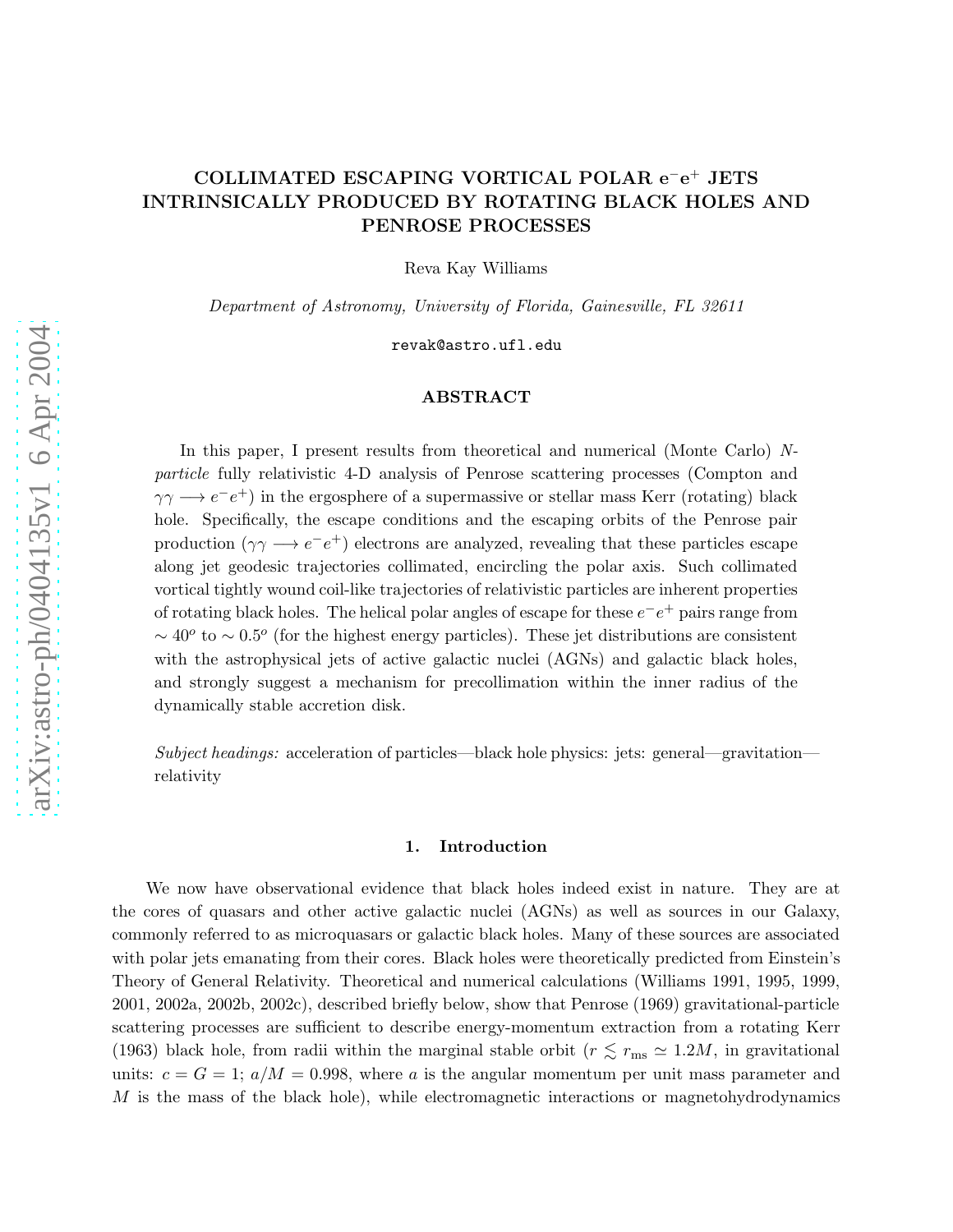# COLLIMATED ESCAPING VORTICAL POLAR $e^-e^+$ JETS INTRINSICALLY PRODUCED BY ROTATING BLACK HOLES AND PENROSE PROCESSES

Reva Kay Williams

*Department of Astronomy, University of Florida, Gainesville, FL 32611*

revak@astro.ufl.edu

## ABSTRACT

In this paper, I present results from theoretical and numerical (Monte Carlo) *N-particle* fully relativistic 4-D analysis of Penrose scattering processes (Compton and $\gamma\gamma \longrightarrow e^-e^+$) in the ergosphere of a supermassive or stellar mass Kerr (rotating) black hole. Specifically, the escape conditions and the escaping orbits of the Penrose pair production ($\gamma\gamma \longrightarrow e^-e^+$) electrons are analyzed, revealing that these particles escape along jet geodesic trajectories collimated, encircling the polar axis. Such collimated vortical tightly wound coil-like trajectories of relativistic particles are inherent properties of rotating black holes. The helical polar angles of escape for these $e^-e^+$ pairs range from $\sim 40^o$ to $\sim 0.5^o$ (for the highest energy particles). These jet distributions are consistent with the astrophysical jets of active galactic nuclei (AGNs) and galactic black holes, and strongly suggest a mechanism for precollimation within the inner radius of the dynamically stable accretion disk.

*Subject headings:* acceleration of particles—black hole physics: jets: general—gravitation—relativity

## 1. Introduction

We now have observational evidence that black holes indeed exist in nature. They are at the cores of quasars and other active galactic nuclei (AGNs) as well as sources in our Galaxy, commonly referred to as microquasars or galactic black holes. Many of these sources are associated with polar jets emanating from their cores. Black holes were theoretically predicted from Einstein's Theory of General Relativity. Theoretical and numerical calculations (Williams 1991, 1995, 1999, 2001, 2002a, 2002b, 2002c), described briefly below, show that Penrose (1969) gravitational-particle scattering processes are sufficient to describe energy-momentum extraction from a rotating Kerr (1963) black hole, from radii within the marginal stable orbit ($r \lesssim r_{\rm ms} \simeq 1.2M$, in gravitational units: $c = G = 1$; $a/M = 0.998$, where $a$ is the angular momentum per unit mass parameter and $M$ is the mass of the black hole), while electromagnetic interactions or magnetohydrodynamics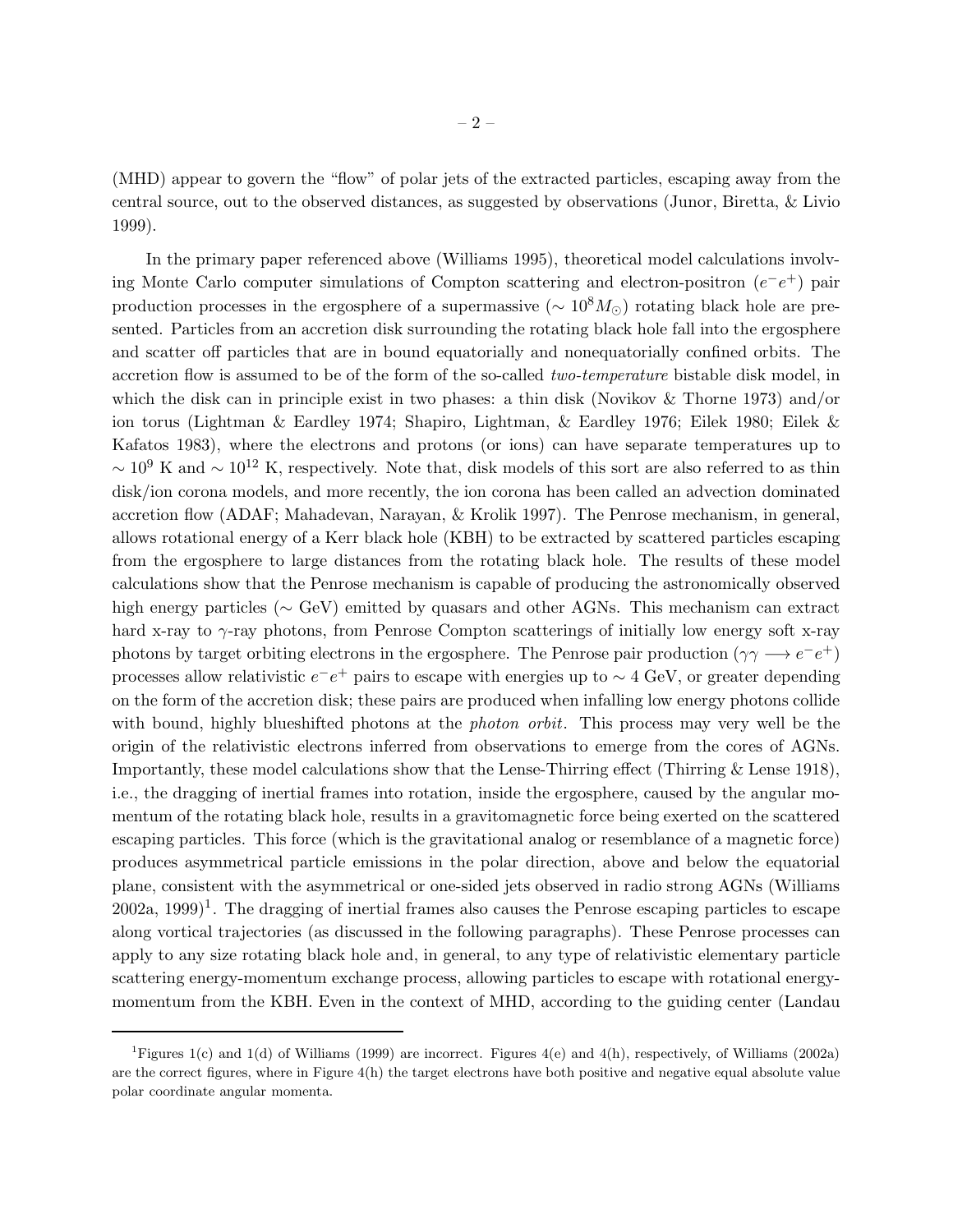(MHD) appear to govern the "flow" of polar jets of the extracted particles, escaping away from the central source, out to the observed distances, as suggested by observations (Junor, Biretta, & Livio 1999).

In the primary paper referenced above (Williams 1995), theoretical model calculations involving Monte Carlo computer simulations of Compton scattering and electron-positron ($e^-e^+$) pair production processes in the ergosphere of a supermassive ($\sim 10^8 M_\odot$) rotating black hole are presented. Particles from an accretion disk surrounding the rotating black hole fall into the ergosphere and scatter off particles that are in bound equatorially and nonequatorially confined orbits. The accretion flow is assumed to be of the form of the so-called *two-temperature* bistable disk model, in which the disk can in principle exist in two phases: a thin disk (Novikov & Thorne 1973) and/or ion torus (Lightman & Eardley 1974; Shapiro, Lightman, & Eardley 1976; Eilek 1980; Eilek & Kafatos 1983), where the electrons and protons (or ions) can have separate temperatures up to $\sim 10^9$ K and $\sim 10^{12}$ K, respectively. Note that, disk models of this sort are also referred to as thin disk/ion corona models, and more recently, the ion corona has been called an advection dominated accretion flow (ADAF; Mahadevan, Narayan, & Krolik 1997). The Penrose mechanism, in general, allows rotational energy of a Kerr black hole (KBH) to be extracted by scattered particles escaping from the ergosphere to large distances from the rotating black hole. The results of these model calculations show that the Penrose mechanism is capable of producing the astronomically observed high energy particles ($\sim$ GeV) emitted by quasars and other AGNs. This mechanism can extract hard x-ray to $\gamma$-ray photons, from Penrose Compton scatterings of initially low energy soft x-ray photons by target orbiting electrons in the ergosphere. The Penrose pair production ($\gamma\gamma \longrightarrow e^-e^+$) processes allow relativistic $e^-e^+$ pairs to escape with energies up to $\sim 4$ GeV, or greater depending on the form of the accretion disk; these pairs are produced when infalling low energy photons collide with bound, highly blueshifted photons at the *photon orbit*. This process may very well be the origin of the relativistic electrons inferred from observations to emerge from the cores of AGNs. Importantly, these model calculations show that the Lense-Thirring effect (Thirring & Lense 1918), i.e., the dragging of inertial frames into rotation, inside the ergosphere, caused by the angular momentum of the rotating black hole, results in a gravitomagnetic force being exerted on the scattered escaping particles. This force (which is the gravitational analog or resemblance of a magnetic force) produces asymmetrical particle emissions in the polar direction, above and below the equatorial plane, consistent with the asymmetrical or one-sided jets observed in radio strong AGNs (Williams 2002a, 1999)[1]. The dragging of inertial frames also causes the Penrose escaping particles to escape along vortical trajectories (as discussed in the following paragraphs). These Penrose processes can apply to any size rotating black hole and, in general, to any type of relativistic elementary particle scattering energy-momentum exchange process, allowing particles to escape with rotational energy-momentum from the KBH. Even in the context of MHD, according to the guiding center (Landau

[1] Figures 1(c) and 1(d) of Williams (1999) are incorrect. Figures 4(e) and 4(h), respectively, of Williams (2002a) are the correct figures, where in Figure 4(h) the target electrons have both positive and negative equal absolute value polar coordinate angular momenta.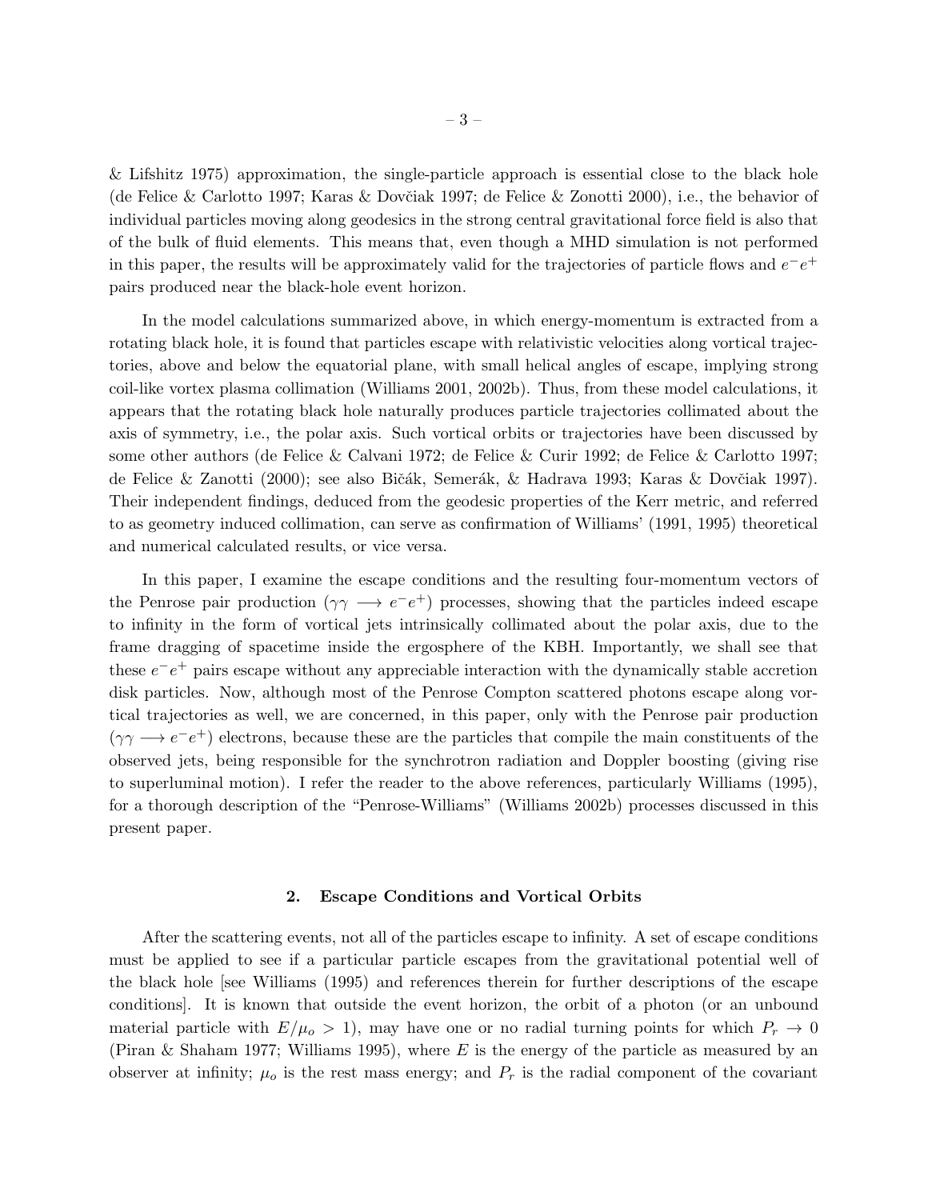& Lifshitz 1975) approximation, the single-particle approach is essential close to the black hole (de Felice & Carlotto 1997; Karas & Dovčiak 1997; de Felice & Zonotti 2000), i.e., the behavior of individual particles moving along geodesics in the strong central gravitational force field is also that of the bulk of fluid elements. This means that, even though a MHD simulation is not performed in this paper, the results will be approximately valid for the trajectories of particle flows and $e^-e^+$ pairs produced near the black-hole event horizon.

In the model calculations summarized above, in which energy-momentum is extracted from a rotating black hole, it is found that particles escape with relativistic velocities along vortical trajectories, above and below the equatorial plane, with small helical angles of escape, implying strong coil-like vortex plasma collimation (Williams 2001, 2002b). Thus, from these model calculations, it appears that the rotating black hole naturally produces particle trajectories collimated about the axis of symmetry, i.e., the polar axis. Such vortical orbits or trajectories have been discussed by some other authors (de Felice & Calvani 1972; de Felice & Curir 1992; de Felice & Carlotto 1997; de Felice & Zanotti (2000); see also Bičák, Semerák, & Hadrava 1993; Karas & Dovčiak 1997). Their independent findings, deduced from the geodesic properties of the Kerr metric, and referred to as geometry induced collimation, can serve as confirmation of Williams' (1991, 1995) theoretical and numerical calculated results, or vice versa.

In this paper, I examine the escape conditions and the resulting four-momentum vectors of the Penrose pair production ($\gamma\gamma \longrightarrow e^-e^+$) processes, showing that the particles indeed escape to infinity in the form of vortical jets intrinsically collimated about the polar axis, due to the frame dragging of spacetime inside the ergosphere of the KBH. Importantly, we shall see that these $e^-e^+$ pairs escape without any appreciable interaction with the dynamically stable accretion disk particles. Now, although most of the Penrose Compton scattered photons escape along vortical trajectories as well, we are concerned, in this paper, only with the Penrose pair production ($\gamma\gamma \longrightarrow e^-e^+$) electrons, because these are the particles that compile the main constituents of the observed jets, being responsible for the synchrotron radiation and Doppler boosting (giving rise to superluminal motion). I refer the reader to the above references, particularly Williams (1995), for a thorough description of the "Penrose-Williams" (Williams 2002b) processes discussed in this present paper.

## 2. Escape Conditions and Vortical Orbits

After the scattering events, not all of the particles escape to infinity. A set of escape conditions must be applied to see if a particular particle escapes from the gravitational potential well of the black hole [see Williams (1995) and references therein for further descriptions of the escape conditions]. It is known that outside the event horizon, the orbit of a photon (or an unbound material particle with $E/\mu_o > 1$), may have one or no radial turning points for which $P_r \rightarrow 0$ (Piran & Shaham 1977; Williams 1995), where $E$ is the energy of the particle as measured by an observer at infinity; $\mu_o$ is the rest mass energy; and $P_r$ is the radial component of the covariant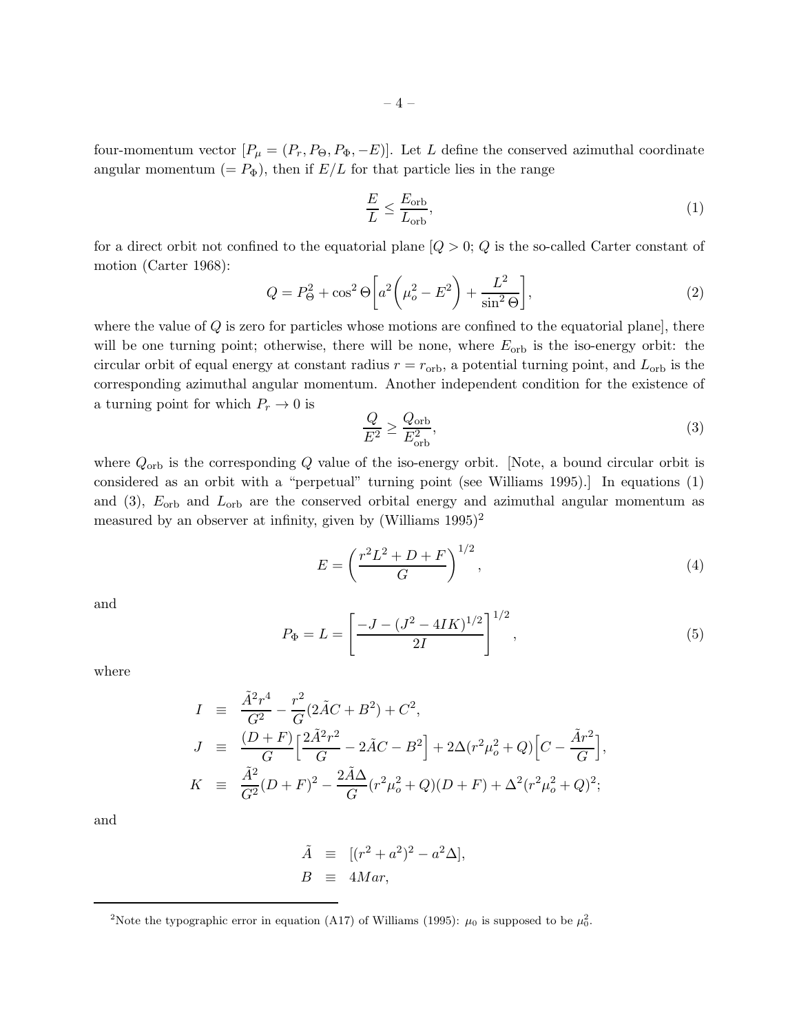four-momentum vector [$P_\mu = (P_r, P_\Theta, P_\Phi, -E)$]. Let $L$ define the conserved azimuthal coordinate angular momentum ($= P_\Phi$), then if $E/L$ for that particle lies in the range

$$\frac{E}{L} \leq \frac{E_{\rm orb}}{L_{\rm orb}}, \tag{1}$$

for a direct orbit not confined to the equatorial plane [$Q > 0$; $Q$ is the so-called Carter constant of motion (Carter 1968):

$$Q = P_\Theta^2 + \cos^2\Theta \left[ a^2 \left( \mu_o^2 - E^2 \right) + \frac{L^2}{\sin^2\Theta} \right], \tag{2}$$

where the value of $Q$ is zero for particles whose motions are confined to the equatorial plane], there will be one turning point; otherwise, there will be none, where $E_{\rm orb}$ is the iso-energy orbit: the circular orbit of equal energy at constant radius $r = r_{\rm orb}$, a potential turning point, and $L_{\rm orb}$ is the corresponding azimuthal angular momentum. Another independent condition for the existence of a turning point for which $P_r \to 0$ is

$$\frac{Q}{E^2} \geq \frac{Q_{\rm orb}}{E_{\rm orb}^2}, \tag{3}$$

where $Q_{\rm orb}$ is the corresponding $Q$ value of the iso-energy orbit. [Note, a bound circular orbit is considered as an orbit with a "perpetual" turning point (see Williams 1995).] In equations (1) and (3), $E_{\rm orb}$ and $L_{\rm orb}$ are the conserved orbital energy and azimuthal angular momentum as measured by an observer at infinity, given by (Williams 1995)[2]

$$E = \left( \frac{r^2 L^2 + D + F}{G} \right)^{1/2}, \tag{4}$$

and

$$P_\Phi = L = \left[ \frac{-J - (J^2 - 4IK)^{1/2}}{2I} \right]^{1/2}, \tag{5}$$

where

$$\begin{aligned}
I &\equiv \frac{\tilde{A}^2 r^4}{G^2} - \frac{r^2}{G}(2\tilde{A}C + B^2) + C^2, \\
J &\equiv \frac{(D+F)}{G}\Big[\frac{2\tilde{A}^2 r^2}{G} - 2\tilde{A}C - B^2\Big] + 2\Delta(r^2\mu_o^2 + Q)\Big[C - \frac{\tilde{A}r^2}{G}\Big], \\
K &\equiv \frac{\tilde{A}^2}{G^2}(D+F)^2 - \frac{2\tilde{A}\Delta}{G}(r^2\mu_o^2 + Q)(D+F) + \Delta^2(r^2\mu_o^2 + Q)^2;
\end{aligned}$$

and

$$\begin{aligned}
\tilde{A} &\equiv [(r^2 + a^2)^2 - a^2\Delta], \\
B &\equiv 4Mar,
\end{aligned}$$

[2]Note the typographic error in equation (A17) of Williams (1995): $\mu_0$ is supposed to be $\mu_0^2$.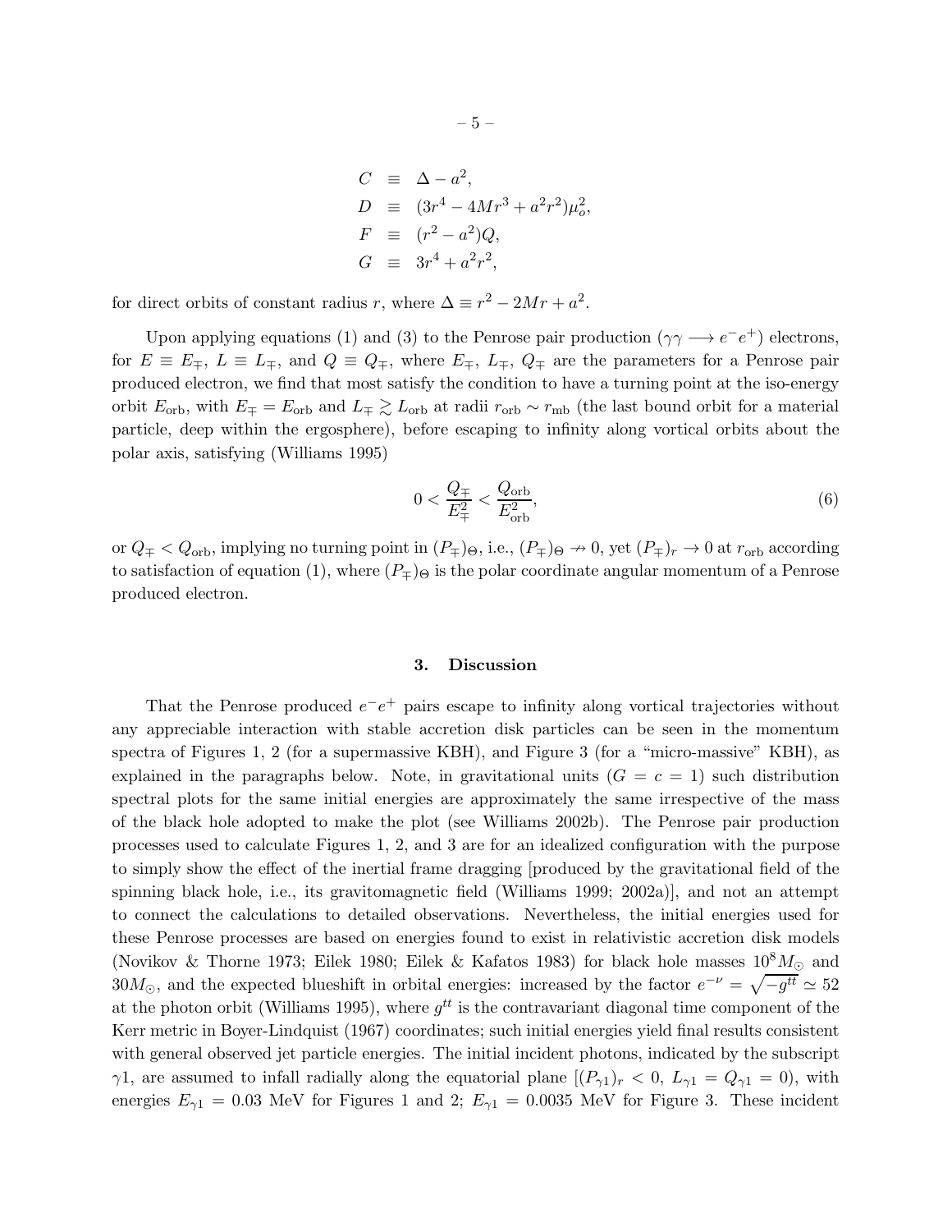$$
\begin{aligned}
C &\equiv \Delta - a^2, \\
D &\equiv (3r^4 - 4Mr^3 + a^2r^2)\mu_o^2, \\
F &\equiv (r^2 - a^2)Q, \\
G &\equiv 3r^4 + a^2r^2,
\end{aligned}
$$

for direct orbits of constant radius $r$, where $\Delta \equiv r^2 - 2Mr + a^2$.

Upon applying equations (1) and (3) to the Penrose pair production ($\gamma\gamma \longrightarrow e^-e^+$) electrons, for $E \equiv E_{\mp}$, $L \equiv L_{\mp}$, and $Q \equiv Q_{\mp}$, where $E_{\mp}$, $L_{\mp}$, $Q_{\mp}$ are the parameters for a Penrose pair produced electron, we find that most satisfy the condition to have a turning point at the iso-energy orbit $E_{\rm orb}$, with $E_{\mp} = E_{\rm orb}$ and $L_{\mp} \gtrsim L_{\rm orb}$ at radii $r_{\rm orb} \sim r_{\rm mb}$ (the last bound orbit for a material particle, deep within the ergosphere), before escaping to infinity along vortical orbits about the polar axis, satisfying (Williams 1995)

$$
0 < \frac{Q_{\mp}}{E_{\mp}^2} < \frac{Q_{\rm orb}}{E_{\rm orb}^2}, \tag{6}
$$

or $Q_{\mp} < Q_{\rm orb}$, implying no turning point in $(P_{\mp})_\Theta$, i.e., $(P_{\mp})_\Theta \nrightarrow 0$, yet $(P_{\mp})_r \rightarrow 0$ at $r_{\rm orb}$ according to satisfaction of equation (1), where $(P_{\mp})_\Theta$ is the polar coordinate angular momentum of a Penrose produced electron.

## 3. Discussion

That the Penrose produced $e^-e^+$ pairs escape to infinity along vortical trajectories without any appreciable interaction with stable accretion disk particles can be seen in the momentum spectra of Figures 1, 2 (for a supermassive KBH), and Figure 3 (for a "micro-massive" KBH), as explained in the paragraphs below. Note, in gravitational units ($G = c = 1$) such distribution spectral plots for the same initial energies are approximately the same irrespective of the mass of the black hole adopted to make the plot (see Williams 2002b). The Penrose pair production processes used to calculate Figures 1, 2, and 3 are for an idealized configuration with the purpose to simply show the effect of the inertial frame dragging [produced by the gravitational field of the spinning black hole, i.e., its gravitomagnetic field (Williams 1999; 2002a)], and not an attempt to connect the calculations to detailed observations. Nevertheless, the initial energies used for these Penrose processes are based on energies found to exist in relativistic accretion disk models (Novikov & Thorne 1973; Eilek 1980; Eilek & Kafatos 1983) for black hole masses $10^8 M_\odot$ and $30 M_\odot$, and the expected blueshift in orbital energies: increased by the factor $e^{-\nu} = \sqrt{-g^{tt}} \simeq 52$ at the photon orbit (Williams 1995), where $g^{tt}$ is the contravariant diagonal time component of the Kerr metric in Boyer-Lindquist (1967) coordinates; such initial energies yield final results consistent with general observed jet particle energies. The initial incident photons, indicated by the subscript $\gamma 1$, are assumed to infall radially along the equatorial plane $[(P_{\gamma 1})_r < 0,\ L_{\gamma 1} = Q_{\gamma 1} = 0)$, with energies $E_{\gamma 1} = 0.03$ MeV for Figures 1 and 2; $E_{\gamma 1} = 0.0035$ MeV for Figure 3. These incident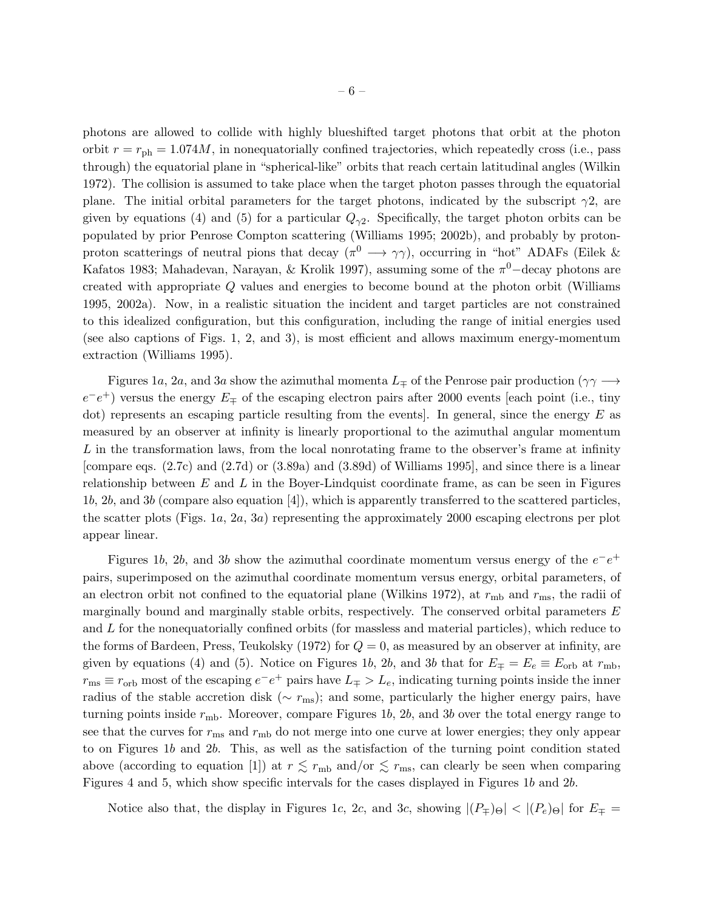photons are allowed to collide with highly blueshifted target photons that orbit at the photon orbit $r = r_{\rm ph} = 1.074M$, in nonequatorially confined trajectories, which repeatedly cross (i.e., pass through) the equatorial plane in "spherical-like" orbits that reach certain latitudinal angles (Wilkin 1972). The collision is assumed to take place when the target photon passes through the equatorial plane. The initial orbital parameters for the target photons, indicated by the subscript $\gamma 2$, are given by equations (4) and (5) for a particular $Q_{\gamma 2}$. Specifically, the target photon orbits can be populated by prior Penrose Compton scattering (Williams 1995; 2002b), and probably by proton-proton scatterings of neutral pions that decay ($\pi^0 \longrightarrow \gamma\gamma$), occurring in "hot" ADAFs (Eilek & Kafatos 1983; Mahadevan, Narayan, & Krolik 1997), assuming some of the $\pi^0-$decay photons are created with appropriate $Q$ values and energies to become bound at the photon orbit (Williams 1995, 2002a). Now, in a realistic situation the incident and target particles are not constrained to this idealized configuration, but this configuration, including the range of initial energies used (see also captions of Figs. 1, 2, and 3), is most efficient and allows maximum energy-momentum extraction (Williams 1995).

Figures 1*a*, 2*a*, and 3*a* show the azimuthal momenta $L_{\mp}$ of the Penrose pair production ($\gamma\gamma \longrightarrow e^- e^+$) versus the energy $E_{\mp}$ of the escaping electron pairs after 2000 events [each point (i.e., tiny dot) represents an escaping particle resulting from the events]. In general, since the energy $E$ as measured by an observer at infinity is linearly proportional to the azimuthal angular momentum $L$ in the transformation laws, from the local nonrotating frame to the observer's frame at infinity [compare eqs. (2.7c) and (2.7d) or (3.89a) and (3.89d) of Williams 1995], and since there is a linear relationship between $E$ and $L$ in the Boyer-Lindquist coordinate frame, as can be seen in Figures 1*b*, 2*b*, and 3*b* (compare also equation [4]), which is apparently transferred to the scattered particles, the scatter plots (Figs. 1*a*, 2*a*, 3*a*) representing the approximately 2000 escaping electrons per plot appear linear.

Figures 1*b*, 2*b*, and 3*b* show the azimuthal coordinate momentum versus energy of the $e^- e^+$ pairs, superimposed on the azimuthal coordinate momentum versus energy, orbital parameters, of an electron orbit not confined to the equatorial plane (Wilkins 1972), at $r_{\rm mb}$ and $r_{\rm ms}$, the radii of marginally bound and marginally stable orbits, respectively. The conserved orbital parameters $E$ and $L$ for the nonequatorially confined orbits (for massless and material particles), which reduce to the forms of Bardeen, Press, Teukolsky (1972) for $Q = 0$, as measured by an observer at infinity, are given by equations (4) and (5). Notice on Figures 1*b*, 2*b*, and 3*b* that for $E_{\mp} = E_e \equiv E_{\rm orb}$ at $r_{\rm mb}$, $r_{\rm ms} \equiv r_{\rm orb}$ most of the escaping $e^- e^+$ pairs have $L_{\mp} > L_e$, indicating turning points inside the inner radius of the stable accretion disk ($\sim r_{\rm ms}$); and some, particularly the higher energy pairs, have turning points inside $r_{\rm mb}$. Moreover, compare Figures 1*b*, 2*b*, and 3*b* over the total energy range to see that the curves for $r_{\rm ms}$ and $r_{\rm mb}$ do not merge into one curve at lower energies; they only appear to on Figures 1*b* and 2*b*. This, as well as the satisfaction of the turning point condition stated above (according to equation [1]) at $r \lesssim r_{\rm mb}$ and/or $\lesssim r_{\rm ms}$, can clearly be seen when comparing Figures 4 and 5, which show specific intervals for the cases displayed in Figures 1*b* and 2*b*.

Notice also that, the display in Figures 1*c*, 2*c*, and 3*c*, showing $|(P_{\mp})_\Theta| < |(P_e)_\Theta|$ for $E_{\mp} =$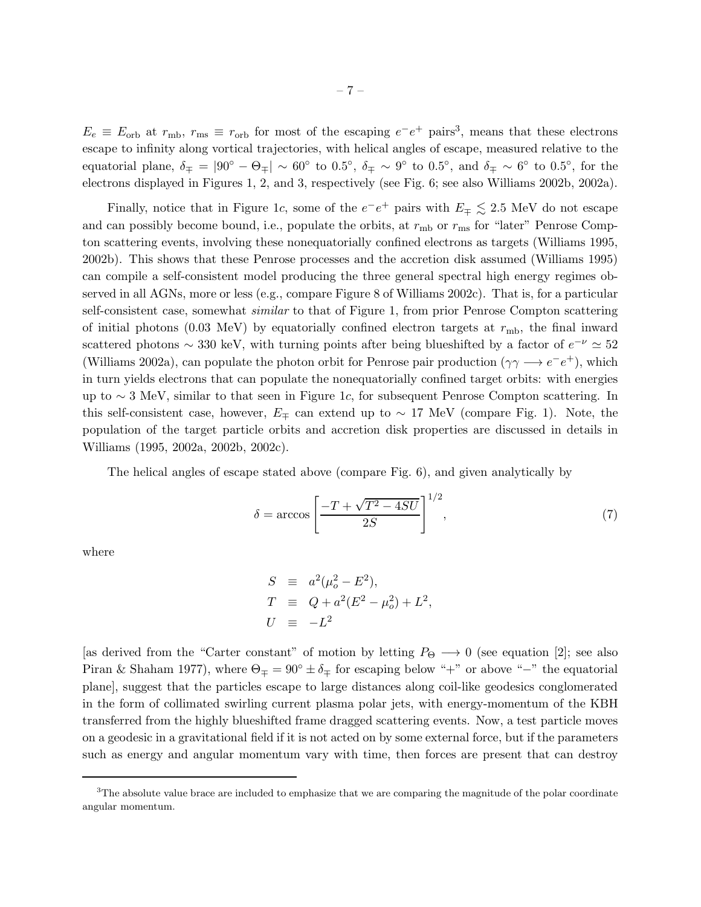$E_e \equiv E_{\rm orb}$ at $r_{\rm mb}$, $r_{\rm ms} \equiv r_{\rm orb}$ for most of the escaping $e^-e^+$ pairs[3], means that these electrons escape to infinity along vortical trajectories, with helical angles of escape, measured relative to the equatorial plane, $\delta_\mp = |90^\circ - \Theta_\mp| \sim 60^\circ$ to $0.5^\circ$, $\delta_\mp \sim 9^\circ$ to $0.5^\circ$, and $\delta_\mp \sim 6^\circ$ to $0.5^\circ$, for the electrons displayed in Figures 1, 2, and 3, respectively (see Fig. 6; see also Williams 2002b, 2002a).

Finally, notice that in Figure 1*c*, some of the $e^-e^+$ pairs with $E_\mp \lesssim 2.5$ MeV do not escape and can possibly become bound, i.e., populate the orbits, at $r_{\rm mb}$ or $r_{\rm ms}$ for "later" Penrose Compton scattering events, involving these nonequatorially confined electrons as targets (Williams 1995, 2002b). This shows that these Penrose processes and the accretion disk assumed (Williams 1995) can compile a self-consistent model producing the three general spectral high energy regimes observed in all AGNs, more or less (e.g., compare Figure 8 of Williams 2002c). That is, for a particular self-consistent case, somewhat *similar* to that of Figure 1, from prior Penrose Compton scattering of initial photons (0.03 MeV) by equatorially confined electron targets at $r_{\rm mb}$, the final inward scattered photons $\sim 330$ keV, with turning points after being blueshifted by a factor of $e^{-\nu} \simeq 52$ (Williams 2002a), can populate the photon orbit for Penrose pair production ($\gamma\gamma \longrightarrow e^-e^+$), which in turn yields electrons that can populate the nonequatorially confined target orbits: with energies up to $\sim 3$ MeV, similar to that seen in Figure 1*c*, for subsequent Penrose Compton scattering. In this self-consistent case, however, $E_\mp$ can extend up to $\sim 17$ MeV (compare Fig. 1). Note, the population of the target particle orbits and accretion disk properties are discussed in details in Williams (1995, 2002a, 2002b, 2002c).

The helical angles of escape stated above (compare Fig. 6), and given analytically by

$$\delta = \arccos\left[\frac{-T + \sqrt{T^2 - 4SU}}{2S}\right]^{1/2}, \tag{7}$$

where

$$\begin{aligned} S &\equiv a^2(\mu_o^2 - E^2), \\ T &\equiv Q + a^2(E^2 - \mu_o^2) + L^2, \\ U &\equiv -L^2 \end{aligned}$$

[as derived from the "Carter constant" of motion by letting $P_\Theta \longrightarrow 0$ (see equation [2]; see also Piran & Shaham 1977), where $\Theta_\mp = 90^\circ \pm \delta_\mp$ for escaping below "+" or above "−" the equatorial plane], suggest that the particles escape to large distances along coil-like geodesics conglomerated in the form of collimated swirling current plasma polar jets, with energy-momentum of the KBH transferred from the highly blueshifted frame dragged scattering events. Now, a test particle moves on a geodesic in a gravitational field if it is not acted on by some external force, but if the parameters such as energy and angular momentum vary with time, then forces are present that can destroy

---

[3]The absolute value brace are included to emphasize that we are comparing the magnitude of the polar coordinate angular momentum.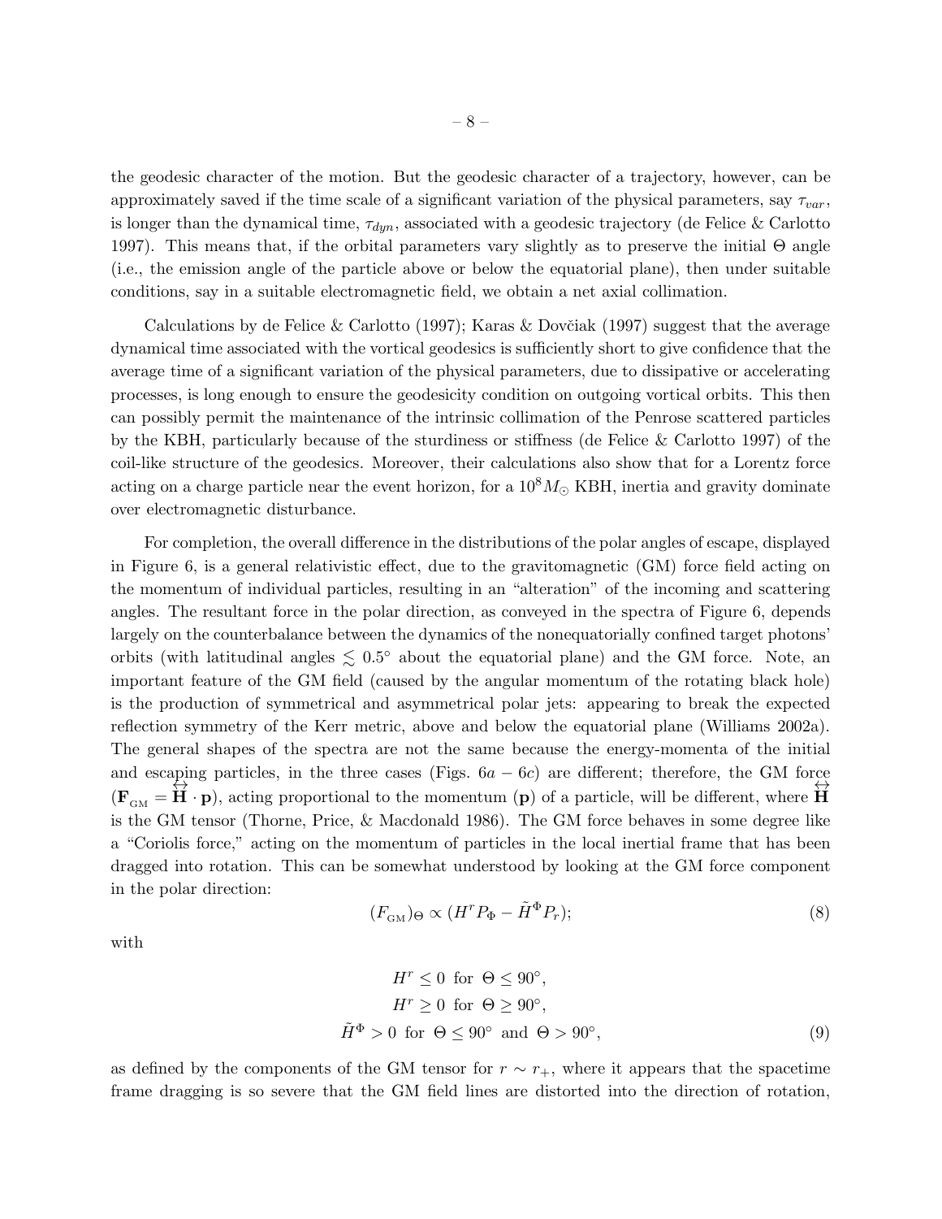the geodesic character of the motion. But the geodesic character of a trajectory, however, can be approximately saved if the time scale of a significant variation of the physical parameters, say $\tau_{var}$, is longer than the dynamical time, $\tau_{dyn}$, associated with a geodesic trajectory (de Felice & Carlotto 1997). This means that, if the orbital parameters vary slightly as to preserve the initial $\Theta$ angle (i.e., the emission angle of the particle above or below the equatorial plane), then under suitable conditions, say in a suitable electromagnetic field, we obtain a net axial collimation.

Calculations by de Felice & Carlotto (1997); Karas & Dovčiak (1997) suggest that the average dynamical time associated with the vortical geodesics is sufficiently short to give confidence that the average time of a significant variation of the physical parameters, due to dissipative or accelerating processes, is long enough to ensure the geodesicity condition on outgoing vortical orbits. This then can possibly permit the maintenance of the intrinsic collimation of the Penrose scattered particles by the KBH, particularly because of the sturdiness or stiffness (de Felice & Carlotto 1997) of the coil-like structure of the geodesics. Moreover, their calculations also show that for a Lorentz force acting on a charge particle near the event horizon, for a $10^8 M_\odot$ KBH, inertia and gravity dominate over electromagnetic disturbance.

For completion, the overall difference in the distributions of the polar angles of escape, displayed in Figure 6, is a general relativistic effect, due to the gravitomagnetic (GM) force field acting on the momentum of individual particles, resulting in an "alteration" of the incoming and scattering angles. The resultant force in the polar direction, as conveyed in the spectra of Figure 6, depends largely on the counterbalance between the dynamics of the nonequatorially confined target photons' orbits (with latitudinal angles $\lesssim 0.5^\circ$ about the equatorial plane) and the GM force. Note, an important feature of the GM field (caused by the angular momentum of the rotating black hole) is the production of symmetrical and asymmetrical polar jets: appearing to break the expected reflection symmetry of the Kerr metric, above and below the equatorial plane (Williams 2002a). The general shapes of the spectra are not the same because the energy-momenta of the initial and escaping particles, in the three cases (Figs. $6a - 6c$) are different; therefore, the GM force ($\mathbf{F}_{_{\rm GM}} = \overleftrightarrow{\mathbf{H}} \cdot \mathbf{p}$), acting proportional to the momentum ($\mathbf{p}$) of a particle, will be different, where $\overleftrightarrow{\mathbf{H}}$ is the GM tensor (Thorne, Price, & Macdonald 1986). The GM force behaves in some degree like a "Coriolis force," acting on the momentum of particles in the local inertial frame that has been dragged into rotation. This can be somewhat understood by looking at the GM force component in the polar direction:

$$(F_{_{\rm GM}})_\Theta \propto (H^r P_\Phi - \tilde{H}^\Phi P_r); \tag{8}$$

with

$$\begin{aligned} H^r \leq 0 \ \text{ for } \ \Theta \leq 90^\circ, \\ H^r \geq 0 \ \text{ for } \ \Theta \geq 90^\circ, \\ \tilde{H}^\Phi > 0 \ \text{ for } \ \Theta \leq 90^\circ \ \text{ and } \ \Theta > 90^\circ, \end{aligned} \tag{9}$$

as defined by the components of the GM tensor for $r \sim r_+$, where it appears that the spacetime frame dragging is so severe that the GM field lines are distorted into the direction of rotation,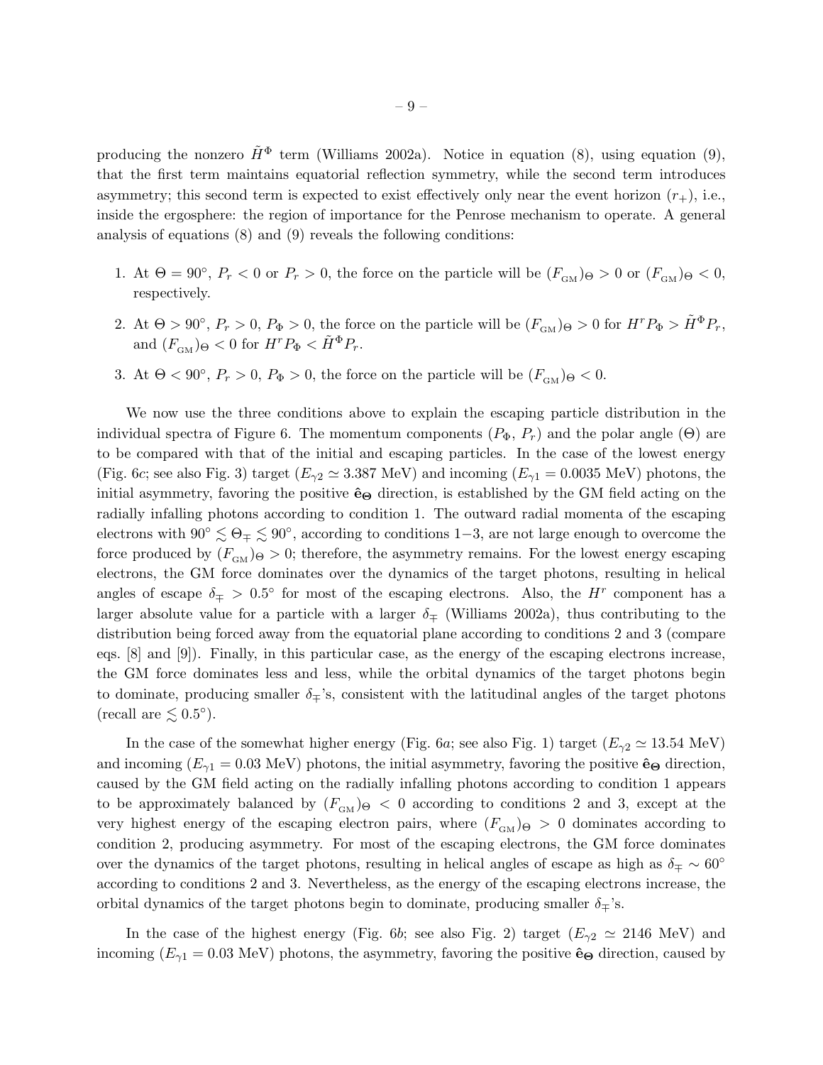producing the nonzero $\tilde{H}^{\Phi}$ term (Williams 2002a). Notice in equation (8), using equation (9), that the first term maintains equatorial reflection symmetry, while the second term introduces asymmetry; this second term is expected to exist effectively only near the event horizon ($r_+$), i.e., inside the ergosphere: the region of importance for the Penrose mechanism to operate. A general analysis of equations (8) and (9) reveals the following conditions:

1. At $\Theta = 90^\circ$, $P_r < 0$ or $P_r > 0$, the force on the particle will be $(F_{\rm GM})_\Theta > 0$ or $(F_{\rm GM})_\Theta < 0$, respectively.
2. At $\Theta > 90^\circ$, $P_r > 0$, $P_\Phi > 0$, the force on the particle will be $(F_{\rm GM})_\Theta > 0$ for $H^r P_\Phi > \tilde{H}^\Phi P_r$, and $(F_{\rm GM})_\Theta < 0$ for $H^r P_\Phi < \tilde{H}^\Phi P_r$.
3. At $\Theta < 90^\circ$, $P_r > 0$, $P_\Phi > 0$, the force on the particle will be $(F_{\rm GM})_\Theta < 0$.

We now use the three conditions above to explain the escaping particle distribution in the individual spectra of Figure 6. The momentum components ($P_\Phi$, $P_r$) and the polar angle ($\Theta$) are to be compared with that of the initial and escaping particles. In the case of the lowest energy (Fig. 6*c*; see also Fig. 3) target ($E_{\gamma 2} \simeq 3.387$ MeV) and incoming ($E_{\gamma 1} = 0.0035$ MeV) photons, the initial asymmetry, favoring the positive $\hat{\mathbf{e}}_{\boldsymbol{\Theta}}$ direction, is established by the GM field acting on the radially infalling photons according to condition 1. The outward radial momenta of the escaping electrons with $90^\circ \lesssim \Theta_\mp \lesssim 90^\circ$, according to conditions 1−3, are not large enough to overcome the force produced by $(F_{\rm GM})_\Theta > 0$; therefore, the asymmetry remains. For the lowest energy escaping electrons, the GM force dominates over the dynamics of the target photons, resulting in helical angles of escape $\delta_\mp > 0.5^\circ$ for most of the escaping electrons. Also, the $H^r$ component has a larger absolute value for a particle with a larger $\delta_\mp$ (Williams 2002a), thus contributing to the distribution being forced away from the equatorial plane according to conditions 2 and 3 (compare eqs. [8] and [9]). Finally, in this particular case, as the energy of the escaping electrons increase, the GM force dominates less and less, while the orbital dynamics of the target photons begin to dominate, producing smaller $\delta_\mp$'s, consistent with the latitudinal angles of the target photons (recall are $\lesssim 0.5^\circ$).

In the case of the somewhat higher energy (Fig. 6*a*; see also Fig. 1) target ($E_{\gamma 2} \simeq 13.54$ MeV) and incoming ($E_{\gamma 1} = 0.03$ MeV) photons, the initial asymmetry, favoring the positive $\hat{\mathbf{e}}_{\boldsymbol{\Theta}}$ direction, caused by the GM field acting on the radially infalling photons according to condition 1 appears to be approximately balanced by $(F_{\rm GM})_\Theta < 0$ according to conditions 2 and 3, except at the very highest energy of the escaping electron pairs, where $(F_{\rm GM})_\Theta > 0$ dominates according to condition 2, producing asymmetry. For most of the escaping electrons, the GM force dominates over the dynamics of the target photons, resulting in helical angles of escape as high as $\delta_\mp \sim 60^\circ$ according to conditions 2 and 3. Nevertheless, as the energy of the escaping electrons increase, the orbital dynamics of the target photons begin to dominate, producing smaller $\delta_\mp$'s.

In the case of the highest energy (Fig. 6*b*; see also Fig. 2) target ($E_{\gamma 2} \simeq 2146$ MeV) and incoming ($E_{\gamma 1} = 0.03$ MeV) photons, the asymmetry, favoring the positive $\hat{\mathbf{e}}_{\boldsymbol{\Theta}}$ direction, caused by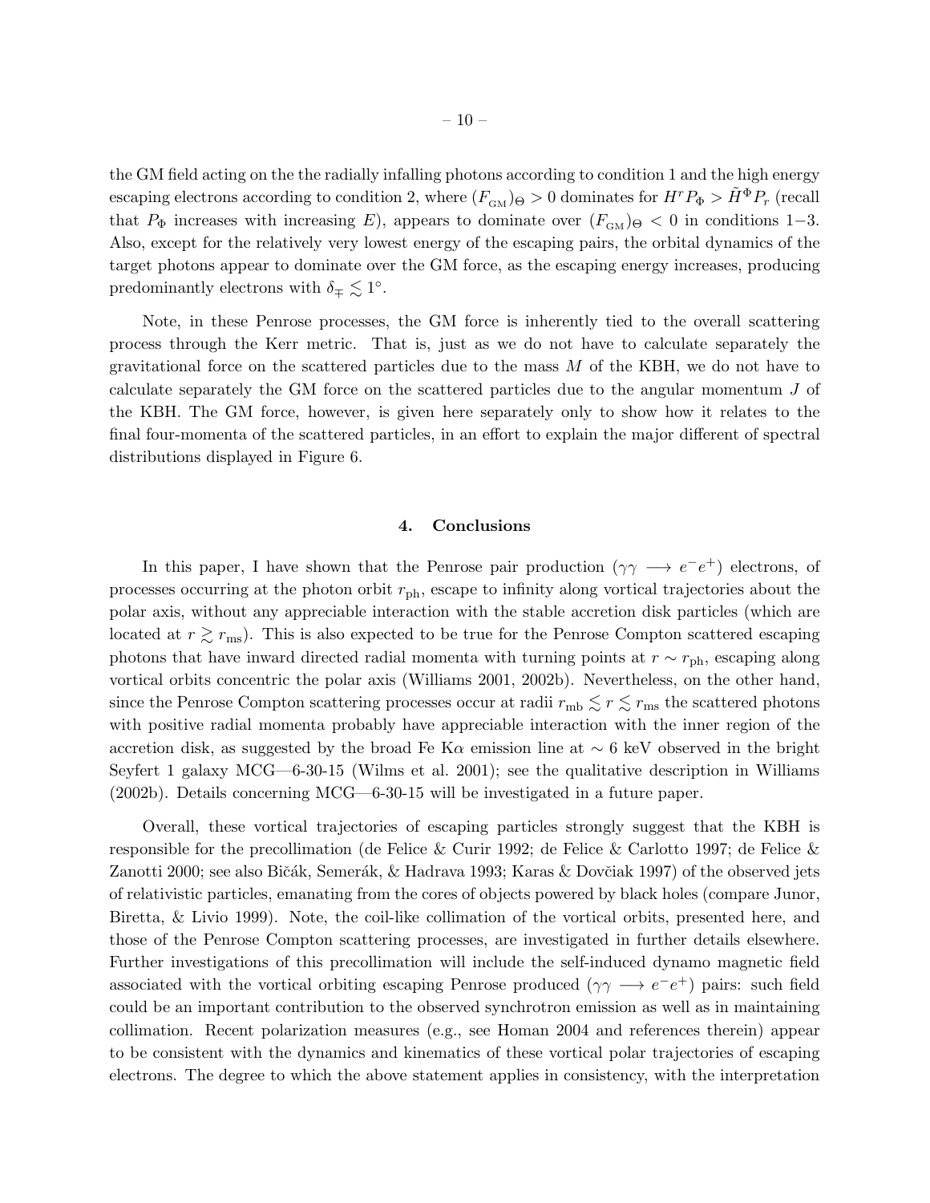the GM field acting on the the radially infalling photons according to condition 1 and the high energy escaping electrons according to condition 2, where $(F_{\rm GM})_\Theta > 0$ dominates for $H^r P_\Phi > \tilde{H}^\Phi P_r$ (recall that $P_\Phi$ increases with increasing $E$), appears to dominate over $(F_{\rm GM})_\Theta < 0$ in conditions 1−3. Also, except for the relatively very lowest energy of the escaping pairs, the orbital dynamics of the target photons appear to dominate over the GM force, as the escaping energy increases, producing predominantly electrons with $\delta_\mp \lesssim 1^\circ$.

Note, in these Penrose processes, the GM force is inherently tied to the overall scattering process through the Kerr metric. That is, just as we do not have to calculate separately the gravitational force on the scattered particles due to the mass $M$ of the KBH, we do not have to calculate separately the GM force on the scattered particles due to the angular momentum $J$ of the KBH. The GM force, however, is given here separately only to show how it relates to the final four-momenta of the scattered particles, in an effort to explain the major different of spectral distributions displayed in Figure 6.

## 4. Conclusions

In this paper, I have shown that the Penrose pair production ($\gamma\gamma \longrightarrow e^- e^+$) electrons, of processes occurring at the photon orbit $r_{\rm ph}$, escape to infinity along vortical trajectories about the polar axis, without any appreciable interaction with the stable accretion disk particles (which are located at $r \gtrsim r_{\rm ms}$). This is also expected to be true for the Penrose Compton scattered escaping photons that have inward directed radial momenta with turning points at $r \sim r_{\rm ph}$, escaping along vortical orbits concentric the polar axis (Williams 2001, 2002b). Nevertheless, on the other hand, since the Penrose Compton scattering processes occur at radii $r_{\rm mb} \lesssim r \lesssim r_{\rm ms}$ the scattered photons with positive radial momenta probably have appreciable interaction with the inner region of the accretion disk, as suggested by the broad Fe K$\alpha$ emission line at $\sim 6$ keV observed in the bright Seyfert 1 galaxy MCG—6-30-15 (Wilms et al. 2001); see the qualitative description in Williams (2002b). Details concerning MCG—6-30-15 will be investigated in a future paper.

Overall, these vortical trajectories of escaping particles strongly suggest that the KBH is responsible for the precollimation (de Felice & Curir 1992; de Felice & Carlotto 1997; de Felice & Zanotti 2000; see also Bičák, Semerák, & Hadrava 1993; Karas & Dovčiak 1997) of the observed jets of relativistic particles, emanating from the cores of objects powered by black holes (compare Junor, Biretta, & Livio 1999). Note, the coil-like collimation of the vortical orbits, presented here, and those of the Penrose Compton scattering processes, are investigated in further details elsewhere. Further investigations of this precollimation will include the self-induced dynamo magnetic field associated with the vortical orbiting escaping Penrose produced ($\gamma\gamma \longrightarrow e^- e^+$) pairs: such field could be an important contribution to the observed synchrotron emission as well as in maintaining collimation. Recent polarization measures (e.g., see Homan 2004 and references therein) appear to be consistent with the dynamics and kinematics of these vortical polar trajectories of escaping electrons. The degree to which the above statement applies in consistency, with the interpretation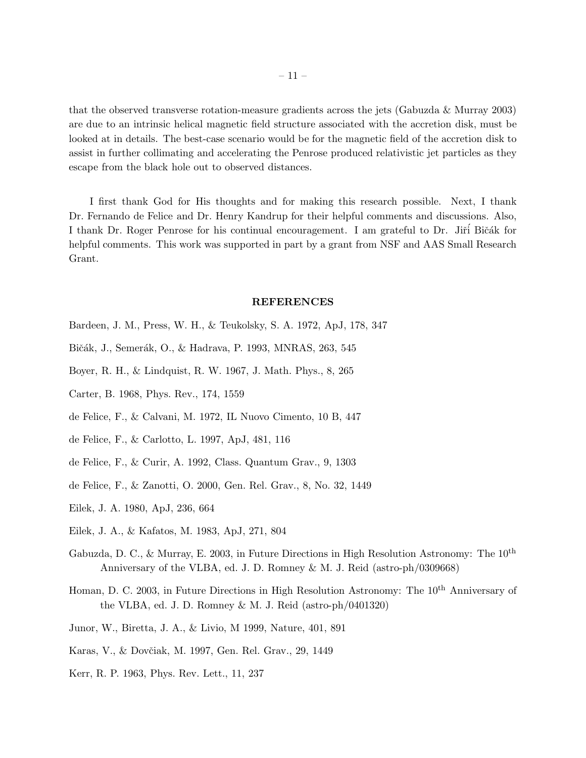that the observed transverse rotation-measure gradients across the jets (Gabuzda & Murray 2003) are due to an intrinsic helical magnetic field structure associated with the accretion disk, must be looked at in details. The best-case scenario would be for the magnetic field of the accretion disk to assist in further collimating and accelerating the Penrose produced relativistic jet particles as they escape from the black hole out to observed distances.

I first thank God for His thoughts and for making this research possible. Next, I thank Dr. Fernando de Felice and Dr. Henry Kandrup for their helpful comments and discussions. Also, I thank Dr. Roger Penrose for his continual encouragement. I am grateful to Dr. Jiří Bičák for helpful comments. This work was supported in part by a grant from NSF and AAS Small Research Grant.

## REFERENCES

Bardeen, J. M., Press, W. H., & Teukolsky, S. A. 1972, ApJ, 178, 347

Bičák, J., Semerák, O., & Hadrava, P. 1993, MNRAS, 263, 545

Boyer, R. H., & Lindquist, R. W. 1967, J. Math. Phys., 8, 265

Carter, B. 1968, Phys. Rev., 174, 1559

de Felice, F., & Calvani, M. 1972, IL Nuovo Cimento, 10 B, 447

de Felice, F., & Carlotto, L. 1997, ApJ, 481, 116

de Felice, F., & Curir, A. 1992, Class. Quantum Grav., 9, 1303

de Felice, F., & Zanotti, O. 2000, Gen. Rel. Grav., 8, No. 32, 1449

Eilek, J. A. 1980, ApJ, 236, 664

Eilek, J. A., & Kafatos, M. 1983, ApJ, 271, 804

Gabuzda, D. C., & Murray, E. 2003, in Future Directions in High Resolution Astronomy: The 10$^{th}$ Anniversary of the VLBA, ed. J. D. Romney & M. J. Reid (astro-ph/0309668)

Homan, D. C. 2003, in Future Directions in High Resolution Astronomy: The 10$^{th}$ Anniversary of the VLBA, ed. J. D. Romney & M. J. Reid (astro-ph/0401320)

Junor, W., Biretta, J. A., & Livio, M 1999, Nature, 401, 891

Karas, V., & Dovčiak, M. 1997, Gen. Rel. Grav., 29, 1449

Kerr, R. P. 1963, Phys. Rev. Lett., 11, 237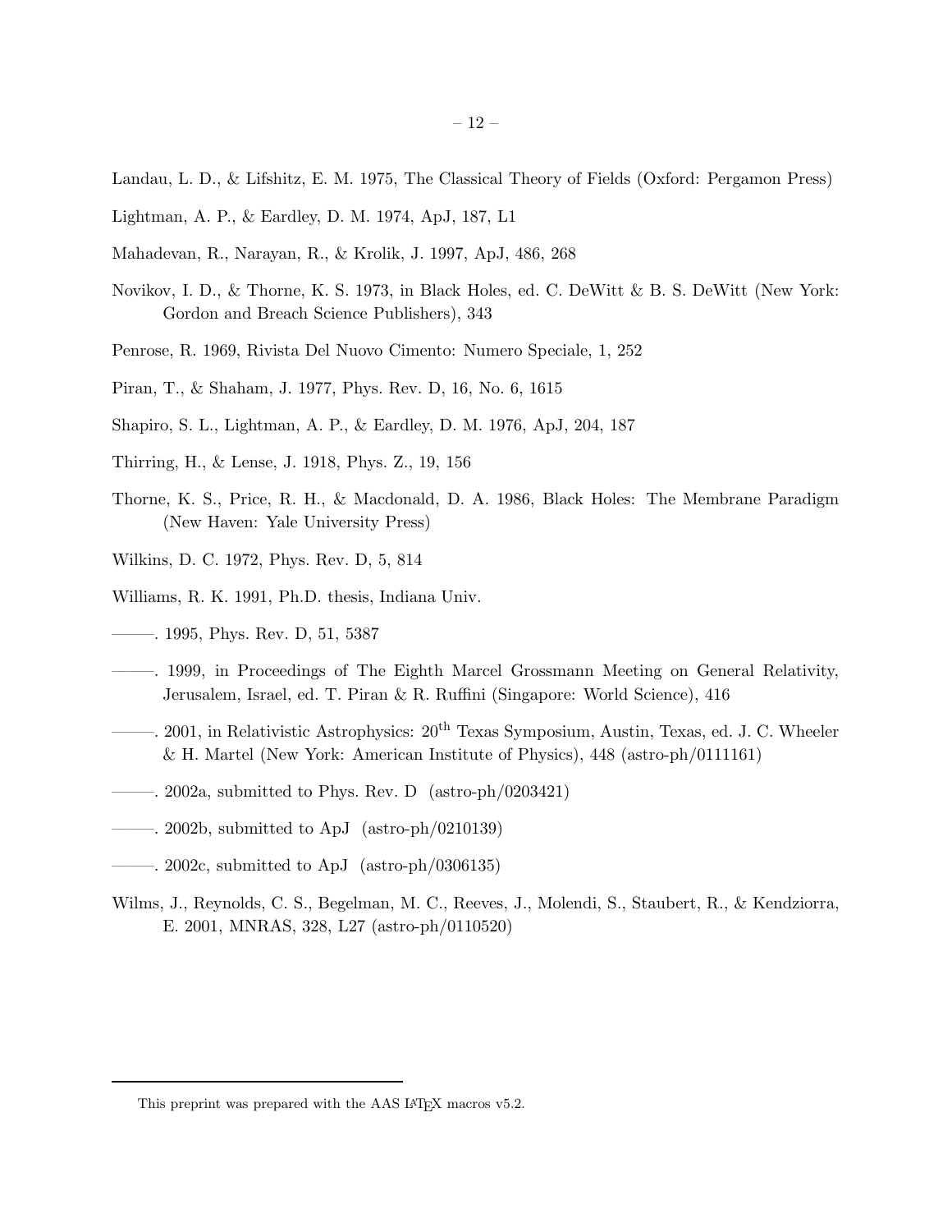Landau, L. D., & Lifshitz, E. M. 1975, The Classical Theory of Fields (Oxford: Pergamon Press)

Lightman, A. P., & Eardley, D. M. 1974, ApJ, 187, L1

Mahadevan, R., Narayan, R., & Krolik, J. 1997, ApJ, 486, 268

Novikov, I. D., & Thorne, K. S. 1973, in Black Holes, ed. C. DeWitt & B. S. DeWitt (New York: Gordon and Breach Science Publishers), 343

Penrose, R. 1969, Rivista Del Nuovo Cimento: Numero Speciale, 1, 252

Piran, T., & Shaham, J. 1977, Phys. Rev. D, 16, No. 6, 1615

Shapiro, S. L., Lightman, A. P., & Eardley, D. M. 1976, ApJ, 204, 187

Thirring, H., & Lense, J. 1918, Phys. Z., 19, 156

Thorne, K. S., Price, R. H., & Macdonald, D. A. 1986, Black Holes: The Membrane Paradigm (New Haven: Yale University Press)

Wilkins, D. C. 1972, Phys. Rev. D, 5, 814

Williams, R. K. 1991, Ph.D. thesis, Indiana Univ.

———. 1995, Phys. Rev. D, 51, 5387

———. 1999, in Proceedings of The Eighth Marcel Grossmann Meeting on General Relativity, Jerusalem, Israel, ed. T. Piran & R. Ruffini (Singapore: World Science), 416

———. 2001, in Relativistic Astrophysics: 20$^{\rm th}$ Texas Symposium, Austin, Texas, ed. J. C. Wheeler & H. Martel (New York: American Institute of Physics), 448 (astro-ph/0111161)

———. 2002a, submitted to Phys. Rev. D (astro-ph/0203421)

———. 2002b, submitted to ApJ (astro-ph/0210139)

———. 2002c, submitted to ApJ (astro-ph/0306135)

Wilms, J., Reynolds, C. S., Begelman, M. C., Reeves, J., Molendi, S., Staubert, R., & Kendziorra, E. 2001, MNRAS, 328, L27 (astro-ph/0110520)

---

This preprint was prepared with the AAS LaTeX macros v5.2.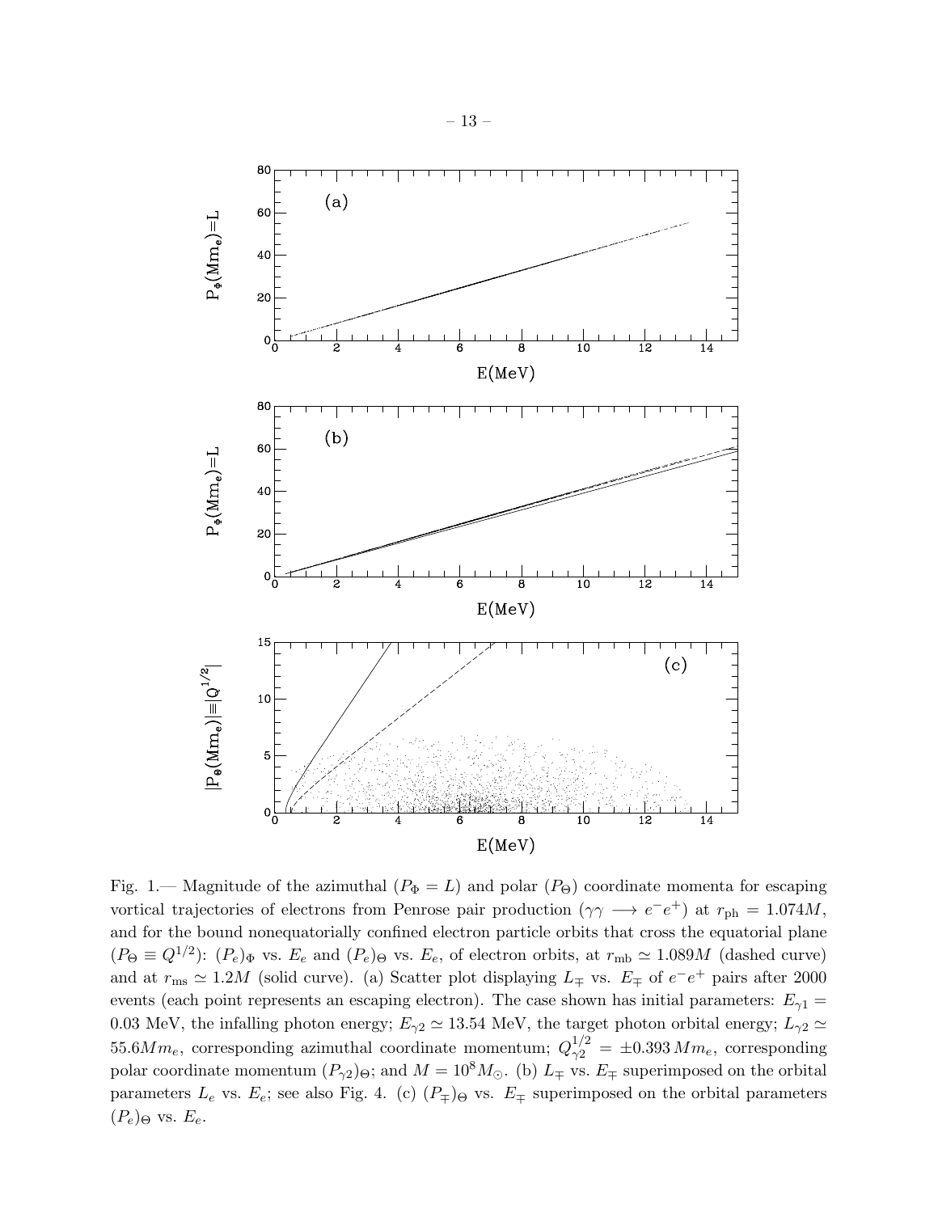Fig. 1.— Magnitude of the azimuthal ($P_\Phi = L$) and polar ($P_\Theta$) coordinate momenta for escaping vortical trajectories of electrons from Penrose pair production ($\gamma\gamma \longrightarrow e^-e^+$) at $r_{\rm ph} = 1.074M$, and for the bound nonequatorially confined electron particle orbits that cross the equatorial plane ($P_\Theta \equiv Q^{1/2}$): $(P_e)_\Phi$ vs. $E_e$ and $(P_e)_\Theta$ vs. $E_e$, of electron orbits, at $r_{\rm mb} \simeq 1.089M$ (dashed curve) and at $r_{\rm ms} \simeq 1.2M$ (solid curve). (a) Scatter plot displaying $L_\mp$ vs. $E_\mp$ of $e^-e^+$ pairs after 2000 events (each point represents an escaping electron). The case shown has initial parameters: $E_{\gamma 1} = 0.03$ MeV, the infalling photon energy; $E_{\gamma 2} \simeq 13.54$ MeV, the target photon orbital energy; $L_{\gamma 2} \simeq 55.6Mm_e$, corresponding azimuthal coordinate momentum; $Q_{\gamma 2}^{1/2} = \pm 0.393\,Mm_e$, corresponding polar coordinate momentum $(P_{\gamma 2})_\Theta$; and $M = 10^8 M_\odot$. (b) $L_\mp$ vs. $E_\mp$ superimposed on the orbital parameters $L_e$ vs. $E_e$; see also Fig. 4. (c) $(P_\mp)_\Theta$ vs. $E_\mp$ superimposed on the orbital parameters $(P_e)_\Theta$ vs. $E_e$.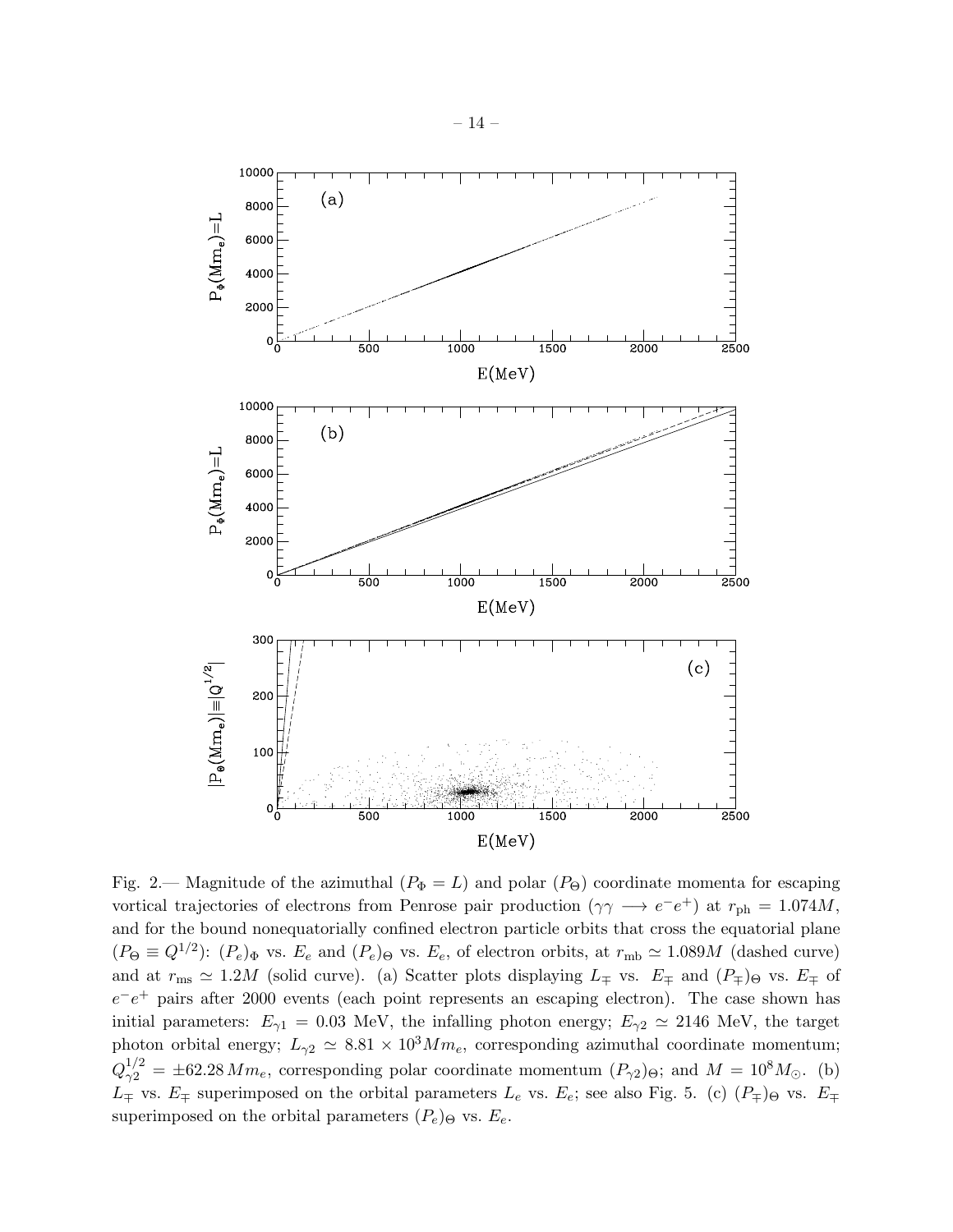Fig. 2.— Magnitude of the azimuthal ($P_\Phi = L$) and polar ($P_\Theta$) coordinate momenta for escaping vortical trajectories of electrons from Penrose pair production ($\gamma\gamma \longrightarrow e^- e^+$) at $r_{\rm ph} = 1.074M$, and for the bound nonequatorially confined electron particle orbits that cross the equatorial plane ($P_\Theta \equiv Q^{1/2}$): $(P_e)_\Phi$ vs. $E_e$ and $(P_e)_\Theta$ vs. $E_e$, of electron orbits, at $r_{\rm mb} \simeq 1.089M$ (dashed curve) and at $r_{\rm ms} \simeq 1.2M$ (solid curve). (a) Scatter plots displaying $L_\mp$ vs. $E_\mp$ and $(P_\mp)_\Theta$ vs. $E_\mp$ of $e^- e^+$ pairs after 2000 events (each point represents an escaping electron). The case shown has initial parameters: $E_{\gamma 1} = 0.03$ MeV, the infalling photon energy; $E_{\gamma 2} \simeq 2146$ MeV, the target photon orbital energy; $L_{\gamma 2} \simeq 8.81 \times 10^3 M m_e$, corresponding azimuthal coordinate momentum; $Q_{\gamma 2}^{1/2} = \pm 62.28\, M m_e$, corresponding polar coordinate momentum $(P_{\gamma 2})_\Theta$; and $M = 10^8 M_\odot$. (b) $L_\mp$ vs. $E_\mp$ superimposed on the orbital parameters $L_e$ vs. $E_e$; see also Fig. 5. (c) $(P_\mp)_\Theta$ vs. $E_\mp$ superimposed on the orbital parameters $(P_e)_\Theta$ vs. $E_e$.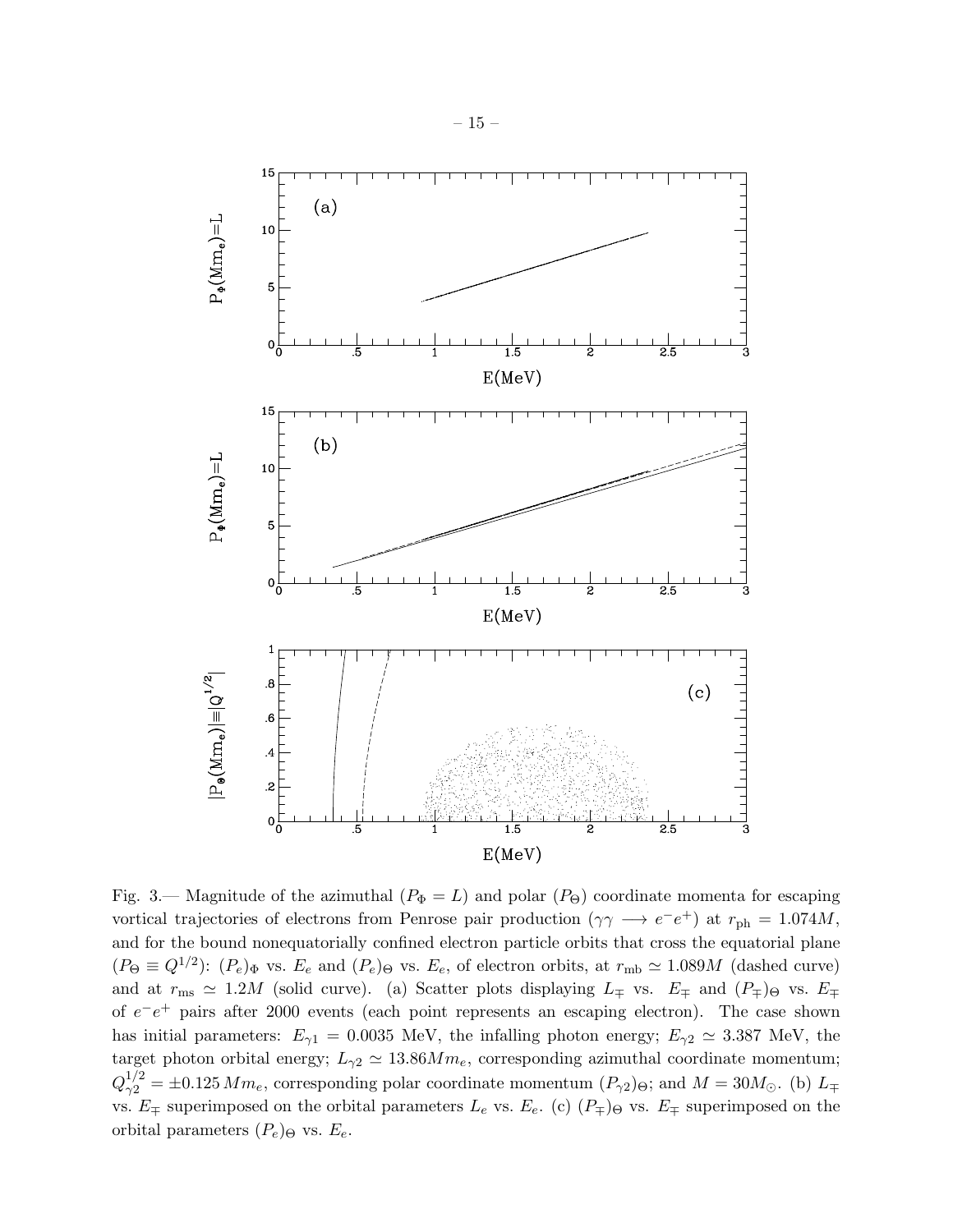Fig. 3.— Magnitude of the azimuthal ($P_\Phi = L$) and polar ($P_\Theta$) coordinate momenta for escaping vortical trajectories of electrons from Penrose pair production ($\gamma\gamma \longrightarrow e^-e^+$) at $r_{\rm ph} = 1.074M$, and for the bound nonequatorially confined electron particle orbits that cross the equatorial plane ($P_\Theta \equiv Q^{1/2}$): $(P_e)_\Phi$ vs. $E_e$ and $(P_e)_\Theta$ vs. $E_e$, of electron orbits, at $r_{\rm mb} \simeq 1.089M$ (dashed curve) and at $r_{\rm ms} \simeq 1.2M$ (solid curve). (a) Scatter plots displaying $L_\mp$ vs. $E_\mp$ and $(P_\mp)_\Theta$ vs. $E_\mp$ of $e^-e^+$ pairs after 2000 events (each point represents an escaping electron). The case shown has initial parameters: $E_{\gamma1} = 0.0035$ MeV, the infalling photon energy; $E_{\gamma2} \simeq 3.387$ MeV, the target photon orbital energy; $L_{\gamma2} \simeq 13.86Mm_e$, corresponding azimuthal coordinate momentum; $Q_{\gamma2}^{1/2} = \pm 0.125\,Mm_e$, corresponding polar coordinate momentum $(P_{\gamma2})_\Theta$; and $M = 30M_\odot$. (b) $L_\mp$ vs. $E_\mp$ superimposed on the orbital parameters $L_e$ vs. $E_e$. (c) $(P_\mp)_\Theta$ vs. $E_\mp$ superimposed on the orbital parameters $(P_e)_\Theta$ vs. $E_e$.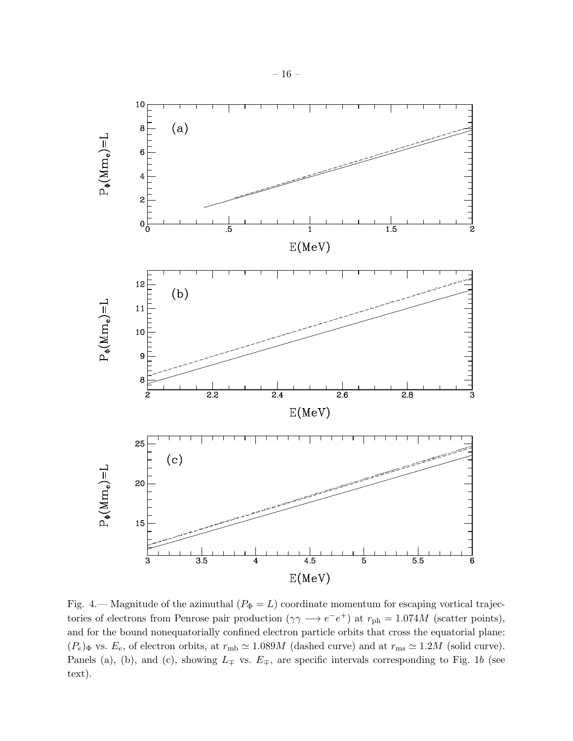Fig. 4.— Magnitude of the azimuthal ($P_\Phi = L$) coordinate momentum for escaping vortical trajectories of electrons from Penrose pair production ($\gamma\gamma \longrightarrow e^- e^+$) at $r_{\rm ph} = 1.074M$ (scatter points), and for the bound nonequatorially confined electron particle orbits that cross the equatorial plane: $(P_e)_\Phi$ vs. $E_e$, of electron orbits, at $r_{\rm mb} \simeq 1.089M$ (dashed curve) and at $r_{\rm ms} \simeq 1.2M$ (solid curve). Panels (a), (b), and (c), showing $L_\mp$ vs. $E_\mp$, are specific intervals corresponding to Fig. 1*b* (see text).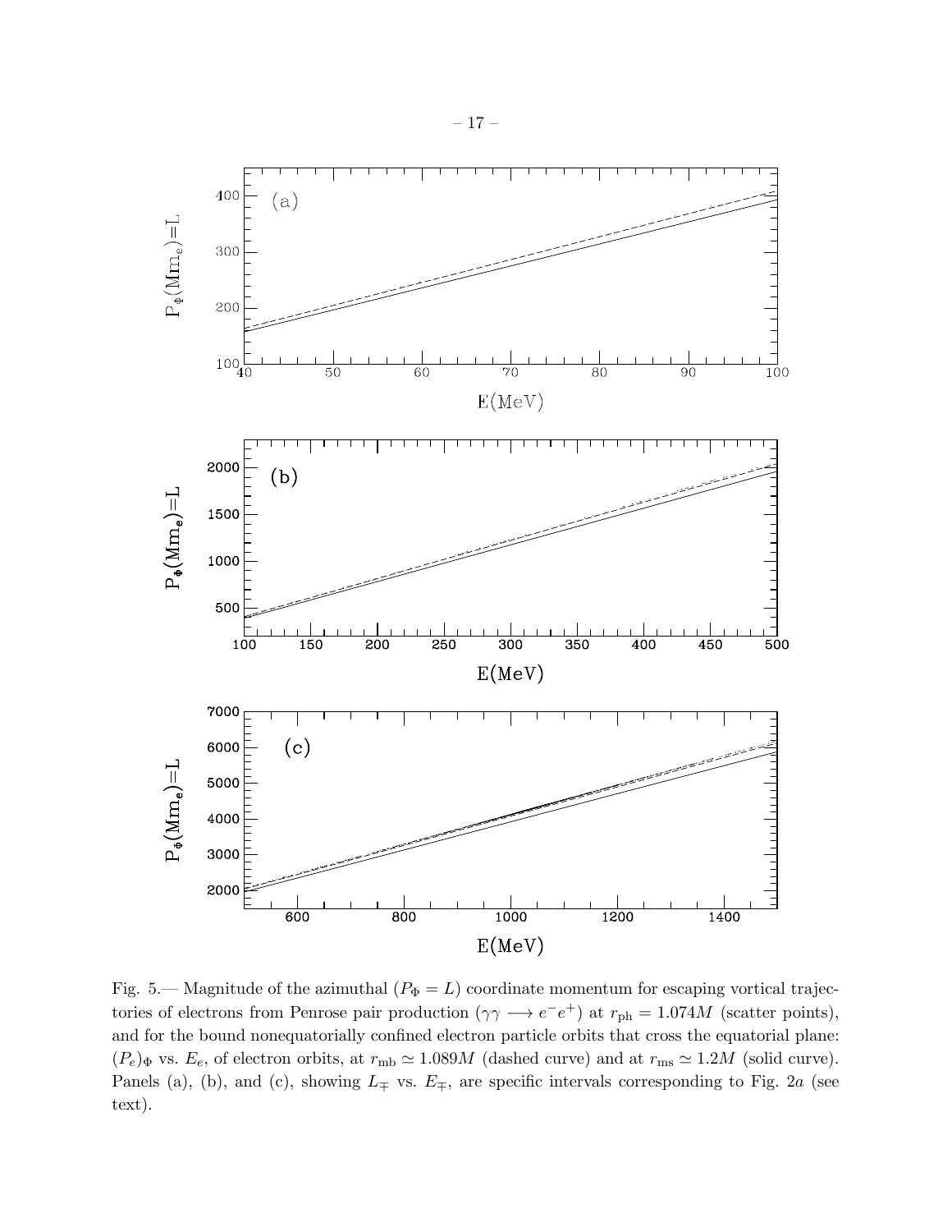Fig. 5.— Magnitude of the azimuthal ($P_\Phi = L$) coordinate momentum for escaping vortical trajectories of electrons from Penrose pair production ($\gamma\gamma \longrightarrow e^- e^+$) at $r_{\rm ph} = 1.074M$ (scatter points), and for the bound nonequatorially confined electron particle orbits that cross the equatorial plane: $(P_e)_\Phi$ vs. $E_e$, of electron orbits, at $r_{\rm mb} \simeq 1.089M$ (dashed curve) and at $r_{\rm ms} \simeq 1.2M$ (solid curve). Panels (a), (b), and (c), showing $L_\mp$ vs. $E_\mp$, are specific intervals corresponding to Fig. 2$a$ (see text).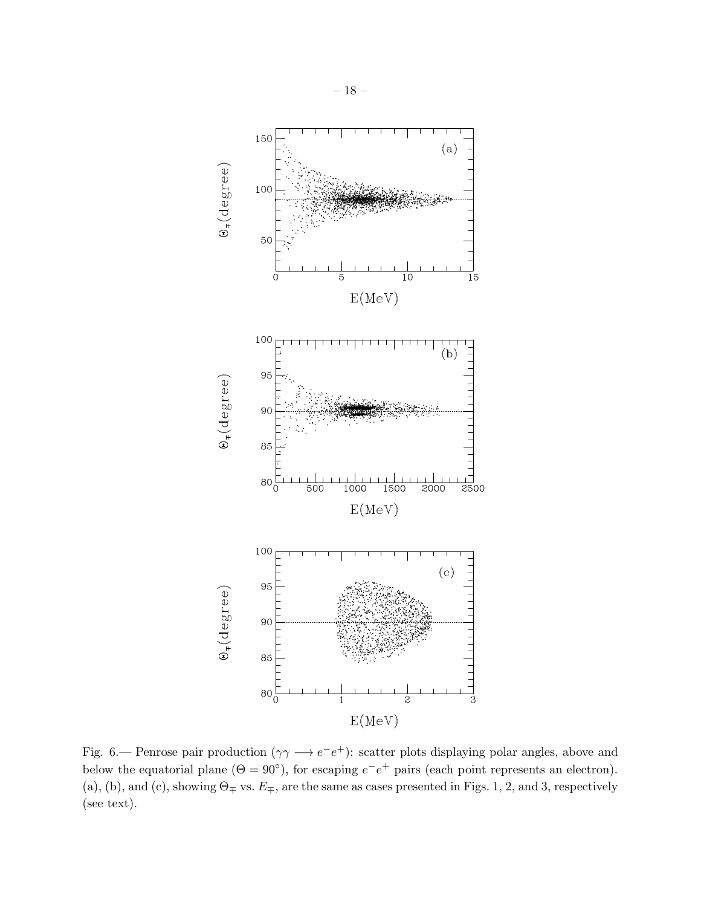(a)

150

100

50

0 5 10 15

E(MeV)

$\Theta_{\mp}$(degree)

(b)

100

95

90

85

80

0 500 1000 1500 2000 2500

E(MeV)

$\Theta_{\mp}$(degree)

(c)

100

95

90

85

80

0 1 2 3

E(MeV)

$\Theta_{\mp}$(degree)

Fig. 6.— Penrose pair production ($\gamma\gamma \longrightarrow e^{-}e^{+}$): scatter plots displaying polar angles, above and below the equatorial plane ($\Theta = 90^{\circ}$), for escaping $e^{-}e^{+}$ pairs (each point represents an electron). (a), (b), and (c), showing $\Theta_{\mp}$ vs. $E_{\mp}$, are the same as cases presented in Figs. 1, 2, and 3, respectively (see text).